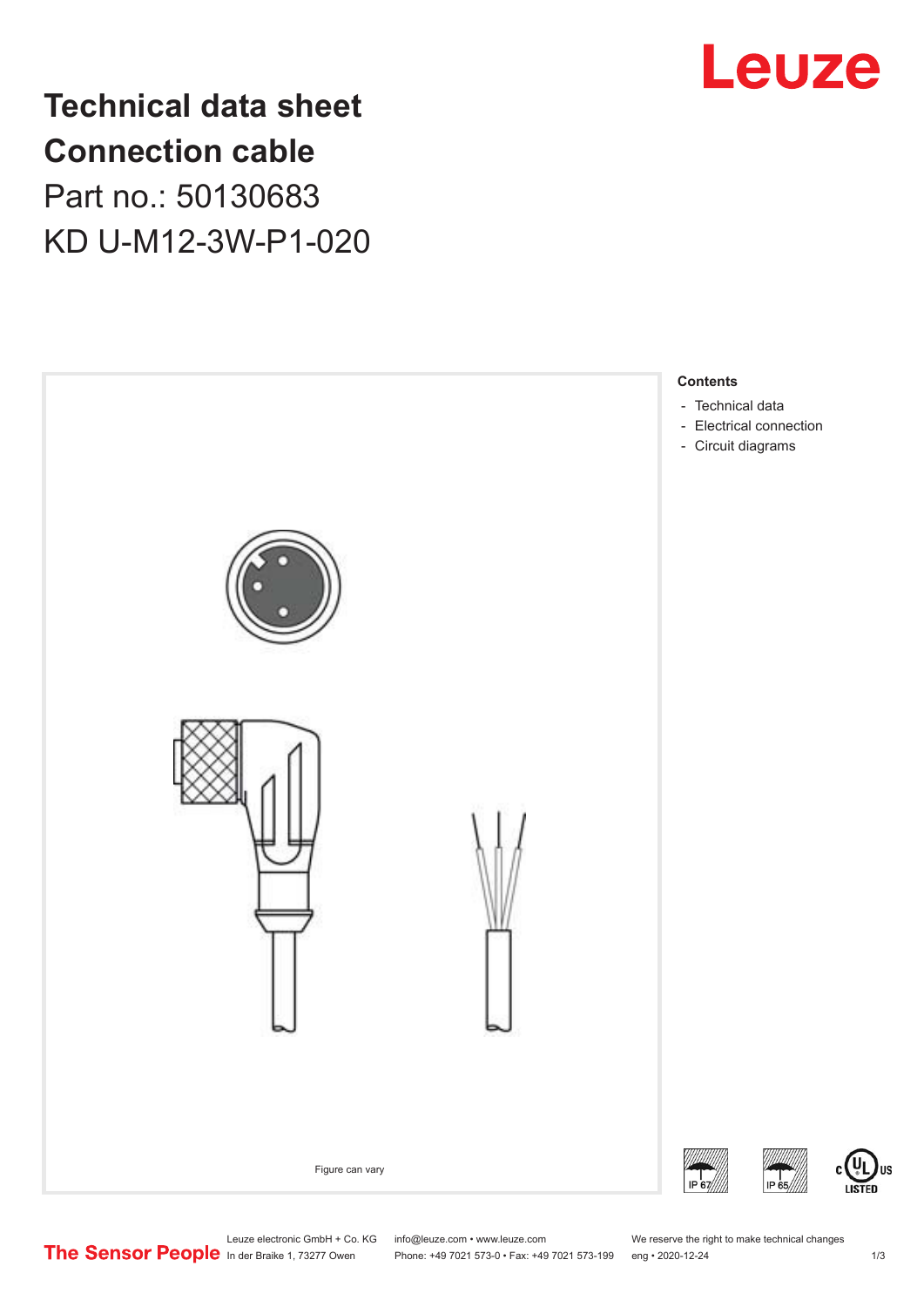# Technical data sheet
# Connection cable

## Part no.: 50130683

## KD U-M12-3W-P1-020

Figure can vary

**Contents**

- Technical data
- Electrical connection
- Circuit diagrams

Leuze electronic GmbH + Co. KG
In der Braike 1, 73277 Owen

info@leuze.com • www.leuze.com
Phone: +49 7021 573-0 • Fax: +49 7021 573-199

We reserve the right to make technical changes
eng • 2020-12-24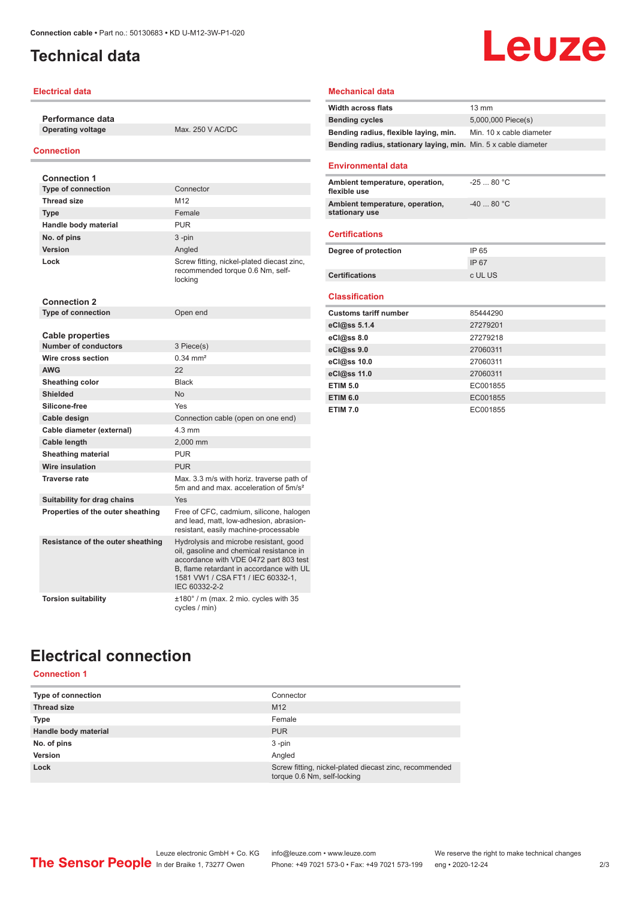# Technical data

## Electrical data

| Performance data | |
|---|---|
| Operating voltage | Max. 250 V AC/DC |

## Connection

| Connection 1 | |
|---|---|
| Type of connection | Connector |
| Thread size | M12 |
| Type | Female |
| Handle body material | PUR |
| No. of pins | 3 -pin |
| Version | Angled |
| Lock | Screw fitting, nickel-plated diecast zinc, recommended torque 0.6 Nm, self-locking |

| Connection 2 | |
|---|---|
| Type of connection | Open end |

| Cable properties | |
|---|---|
| Number of conductors | 3 Piece(s) |
| Wire cross section | 0.34 mm² |
| AWG | 22 |
| Sheathing color | Black |
| Shielded | No |
| Silicone-free | Yes |
| Cable design | Connection cable (open on one end) |
| Cable diameter (external) | 4.3 mm |
| Cable length | 2,000 mm |
| Sheathing material | PUR |
| Wire insulation | PUR |
| Traverse rate | Max. 3.3 m/s with horiz. traverse path of 5m and and max. acceleration of 5m/s² |
| Suitability for drag chains | Yes |
| Properties of the outer sheathing | Free of CFC, cadmium, silicone, halogen and lead, matt, low-adhesion, abrasion-resistant, easily machine-processable |
| Resistance of the outer sheathing | Hydrolysis and microbe resistant, good oil, gasoline and chemical resistance in accordance with VDE 0472 part 803 test B, flame retardant in accordance with UL 1581 VW1 / CSA FT1 / IEC 60332-1, IEC 60332-2-2 |
| Torsion suitability | ±180° / m (max. 2 mio. cycles with 35 cycles / min) |

## Mechanical data

| | |
|---|---|
| Width across flats | 13 mm |
| Bending cycles | 5,000,000 Piece(s) |
| Bending radius, flexible laying, min. | Min. 10 x cable diameter |
| Bending radius, stationary laying, min. | Min. 5 x cable diameter |

## Environmental data

| | |
|---|---|
| Ambient temperature, operation, flexible use | -25 ... 80 °C |
| Ambient temperature, operation, stationary use | -40 ... 80 °C |

## Certifications

| | |
|---|---|
| Degree of protection | IP 65 |
| | IP 67 |
| Certifications | c UL US |

## Classification

| | |
|---|---|
| Customs tariff number | 85444290 |
| eCl@ss 5.1.4 | 27279201 |
| eCl@ss 8.0 | 27279218 |
| eCl@ss 9.0 | 27060311 |
| eCl@ss 10.0 | 27060311 |
| eCl@ss 11.0 | 27060311 |
| ETIM 5.0 | EC001855 |
| ETIM 6.0 | EC001855 |
| ETIM 7.0 | EC001855 |

# Electrical connection

## Connection 1

| | |
|---|---|
| Type of connection | Connector |
| Thread size | M12 |
| Type | Female |
| Handle body material | PUR |
| No. of pins | 3 -pin |
| Version | Angled |
| Lock | Screw fitting, nickel-plated diecast zinc, recommended torque 0.6 Nm, self-locking |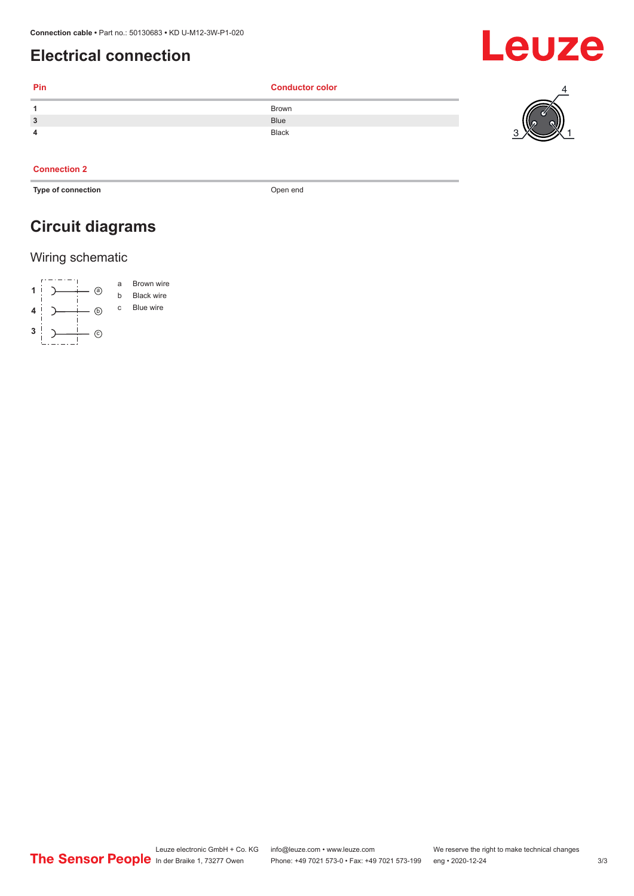## Electrical connection

| Pin | Conductor color |
|---|---|
| 1 | Brown |
| 3 | Blue |
| 4 | Black |

4

3 1

| Connection 2 | |
|---|---|
| Type of connection | Open end |

## Circuit diagrams

### Wiring schematic

1 ⓐ

4 ⓑ

3 ⓒ

a Brown wire

b Black wire

c Blue wire